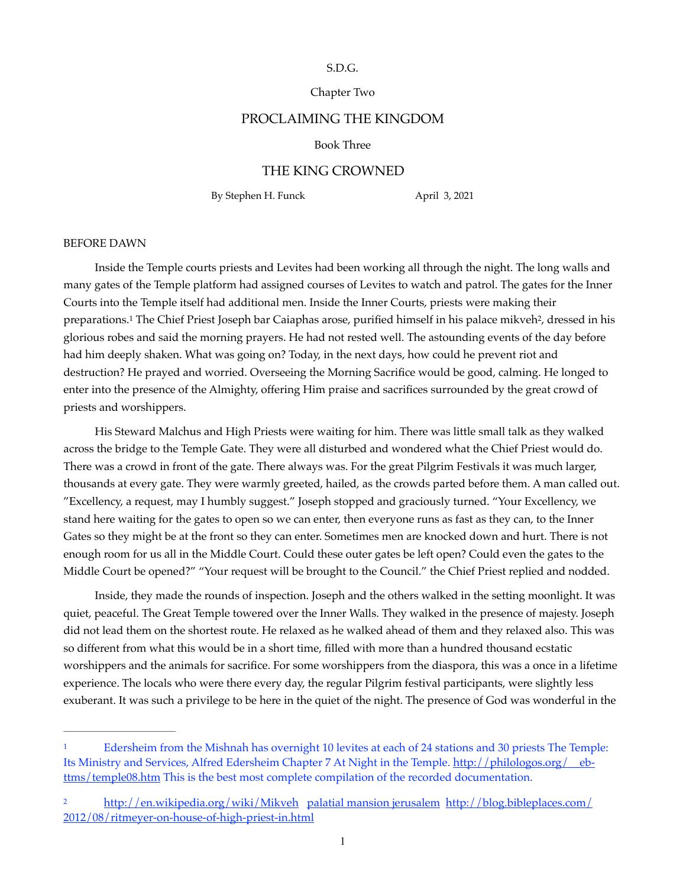S.D.G.

Chapter Two

# PROCLAIMING THE KINGDOM

Book Three

# THE KING CROWNED

By Stephen H. Funck April 3, 2021

## BEFORE DAWN

Inside the Temple courts priests and Levites had been working all through the night. The long walls and many gates of the Temple platform had assigned courses of Levites to watch and patrol. The gates for the Inner Courts into the Temple itself had additional men. Inside the Inner Courts, priests were making their preparations.[1] The Chief Priest Joseph bar Caiaphas arose, purified himself in his palace mikveh[2], dressed in his glorious robes and said the morning prayers. He had not rested well. The astounding events of the day before had him deeply shaken. What was going on? Today, in the next days, how could he prevent riot and destruction? He prayed and worried. Overseeing the Morning Sacrifice would be good, calming. He longed to enter into the presence of the Almighty, offering Him praise and sacrifices surrounded by the great crowd of priests and worshippers.

His Steward Malchus and High Priests were waiting for him. There was little small talk as they walked across the bridge to the Temple Gate. They were all disturbed and wondered what the Chief Priest would do. There was a crowd in front of the gate. There always was. For the great Pilgrim Festivals it was much larger, thousands at every gate. They were warmly greeted, hailed, as the crowds parted before them. A man called out. "Excellency, a request, may I humbly suggest." Joseph stopped and graciously turned. "Your Excellency, we stand here waiting for the gates to open so we can enter, then everyone runs as fast as they can, to the Inner Gates so they might be at the front so they can enter. Sometimes men are knocked down and hurt. There is not enough room for us all in the Middle Court. Could these outer gates be left open? Could even the gates to the Middle Court be opened?" "Your request will be brought to the Council." the Chief Priest replied and nodded.

Inside, they made the rounds of inspection. Joseph and the others walked in the setting moonlight. It was quiet, peaceful. The Great Temple towered over the Inner Walls. They walked in the presence of majesty. Joseph did not lead them on the shortest route. He relaxed as he walked ahead of them and they relaxed also. This was so different from what this would be in a short time, filled with more than a hundred thousand ecstatic worshippers and the animals for sacrifice. For some worshippers from the diaspora, this was a once in a lifetime experience. The locals who were there every day, the regular Pilgrim festival participants, were slightly less exuberant. It was such a privilege to be here in the quiet of the night. The presence of God was wonderful in the

---

[1] Edersheim from the Mishnah has overnight 10 levites at each of 24 stations and 30 priests The Temple: Its Ministry and Services, Alfred Edersheim Chapter 7 At Night in the Temple. http://philologos.org/ eb-ttms/temple08.htm This is the best most complete compilation of the recorded documentation.

[2] http://en.wikipedia.org/wiki/Mikveh palatial mansion jerusalem http://blog.bibleplaces.com/2012/08/ritmeyer-on-house-of-high-priest-in.html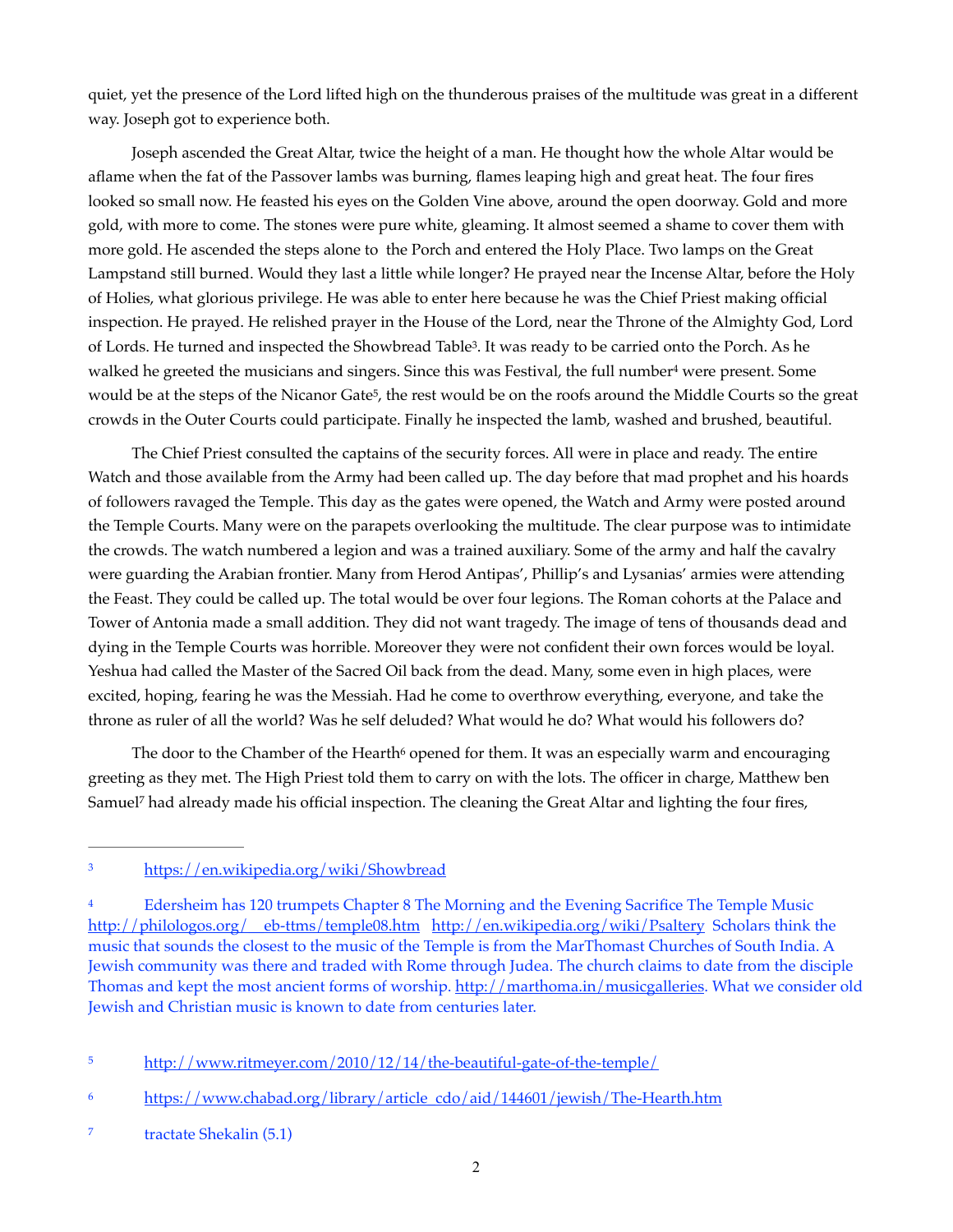quiet, yet the presence of the Lord lifted high on the thunderous praises of the multitude was great in a different way. Joseph got to experience both.

Joseph ascended the Great Altar, twice the height of a man. He thought how the whole Altar would be aflame when the fat of the Passover lambs was burning, flames leaping high and great heat. The four fires looked so small now. He feasted his eyes on the Golden Vine above, around the open doorway. Gold and more gold, with more to come. The stones were pure white, gleaming. It almost seemed a shame to cover them with more gold. He ascended the steps alone to the Porch and entered the Holy Place. Two lamps on the Great Lampstand still burned. Would they last a little while longer? He prayed near the Incense Altar, before the Holy of Holies, what glorious privilege. He was able to enter here because he was the Chief Priest making official inspection. He prayed. He relished prayer in the House of the Lord, near the Throne of the Almighty God, Lord of Lords. He turned and inspected the Showbread Table[3]. It was ready to be carried onto the Porch. As he walked he greeted the musicians and singers. Since this was Festival, the full number[4] were present. Some would be at the steps of the Nicanor Gate[5], the rest would be on the roofs around the Middle Courts so the great crowds in the Outer Courts could participate. Finally he inspected the lamb, washed and brushed, beautiful.

The Chief Priest consulted the captains of the security forces. All were in place and ready. The entire Watch and those available from the Army had been called up. The day before that mad prophet and his hoards of followers ravaged the Temple. This day as the gates were opened, the Watch and Army were posted around the Temple Courts. Many were on the parapets overlooking the multitude. The clear purpose was to intimidate the crowds. The watch numbered a legion and was a trained auxiliary. Some of the army and half the cavalry were guarding the Arabian frontier. Many from Herod Antipas', Phillip's and Lysanias' armies were attending the Feast. They could be called up. The total would be over four legions. The Roman cohorts at the Palace and Tower of Antonia made a small addition. They did not want tragedy. The image of tens of thousands dead and dying in the Temple Courts was horrible. Moreover they were not confident their own forces would be loyal. Yeshua had called the Master of the Sacred Oil back from the dead. Many, some even in high places, were excited, hoping, fearing he was the Messiah. Had he come to overthrow everything, everyone, and take the throne as ruler of all the world? Was he self deluded? What would he do? What would his followers do?

The door to the Chamber of the Hearth[6] opened for them. It was an especially warm and encouraging greeting as they met. The High Priest told them to carry on with the lots. The officer in charge, Matthew ben Samuel[7] had already made his official inspection. The cleaning the Great Altar and lighting the four fires,

---

[3] https://en.wikipedia.org/wiki/Showbread

[4] Edersheim has 120 trumpets Chapter 8 The Morning and the Evening Sacrifice The Temple Music http://philologos.org/__eb-ttms/temple08.htm http://en.wikipedia.org/wiki/Psaltery Scholars think the music that sounds the closest to the music of the Temple is from the MarThomast Churches of South India. A Jewish community was there and traded with Rome through Judea. The church claims to date from the disciple Thomas and kept the most ancient forms of worship. http://marthoma.in/musicgalleries. What we consider old Jewish and Christian music is known to date from centuries later.

[5] http://www.ritmeyer.com/2010/12/14/the-beautiful-gate-of-the-temple/

[6] https://www.chabad.org/library/article_cdo/aid/144601/jewish/The-Hearth.htm

[7] tractate Shekalin (5.1)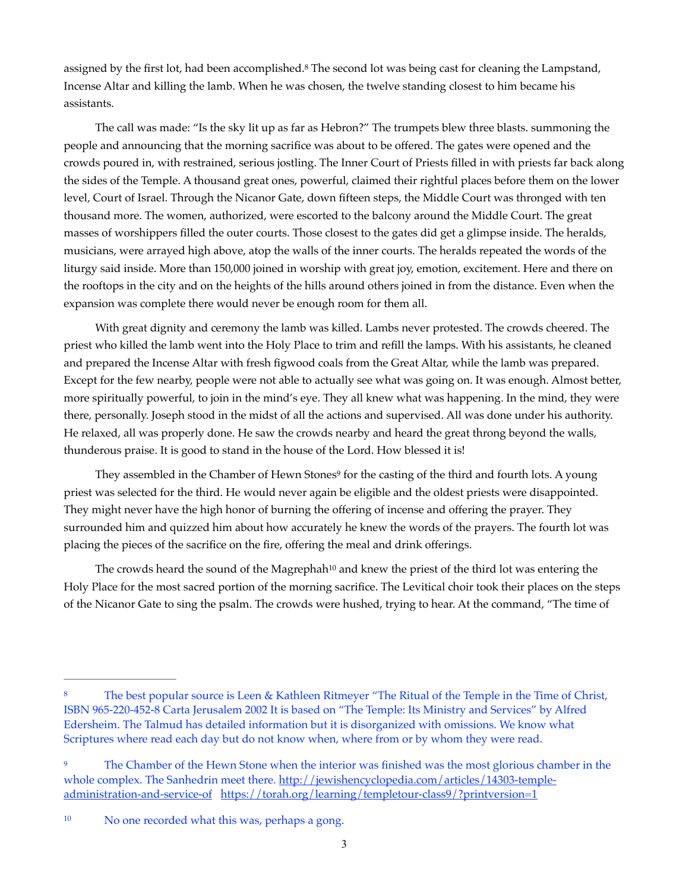assigned by the first lot, had been accomplished.[8] The second lot was being cast for cleaning the Lampstand, Incense Altar and killing the lamb. When he was chosen, the twelve standing closest to him became his assistants.

The call was made: "Is the sky lit up as far as Hebron?" The trumpets blew three blasts. summoning the people and announcing that the morning sacrifice was about to be offered. The gates were opened and the crowds poured in, with restrained, serious jostling. The Inner Court of Priests filled in with priests far back along the sides of the Temple. A thousand great ones, powerful, claimed their rightful places before them on the lower level, Court of Israel. Through the Nicanor Gate, down fifteen steps, the Middle Court was thronged with ten thousand more. The women, authorized, were escorted to the balcony around the Middle Court. The great masses of worshippers filled the outer courts. Those closest to the gates did get a glimpse inside. The heralds, musicians, were arrayed high above, atop the walls of the inner courts. The heralds repeated the words of the liturgy said inside. More than 150,000 joined in worship with great joy, emotion, excitement. Here and there on the rooftops in the city and on the heights of the hills around others joined in from the distance. Even when the expansion was complete there would never be enough room for them all.

With great dignity and ceremony the lamb was killed. Lambs never protested. The crowds cheered. The priest who killed the lamb went into the Holy Place to trim and refill the lamps. With his assistants, he cleaned and prepared the Incense Altar with fresh figwood coals from the Great Altar, while the lamb was prepared. Except for the few nearby, people were not able to actually see what was going on. It was enough. Almost better, more spiritually powerful, to join in the mind's eye. They all knew what was happening. In the mind, they were there, personally. Joseph stood in the midst of all the actions and supervised. All was done under his authority. He relaxed, all was properly done. He saw the crowds nearby and heard the great throng beyond the walls, thunderous praise. It is good to stand in the house of the Lord. How blessed it is!

They assembled in the Chamber of Hewn Stones[9] for the casting of the third and fourth lots. A young priest was selected for the third. He would never again be eligible and the oldest priests were disappointed. They might never have the high honor of burning the offering of incense and offering the prayer. They surrounded him and quizzed him about how accurately he knew the words of the prayers. The fourth lot was placing the pieces of the sacrifice on the fire, offering the meal and drink offerings.

The crowds heard the sound of the Magrephah[10] and knew the priest of the third lot was entering the Holy Place for the most sacred portion of the morning sacrifice. The Levitical choir took their places on the steps of the Nicanor Gate to sing the psalm. The crowds were hushed, trying to hear. At the command, "The time of

---

[8] The best popular source is Leen & Kathleen Ritmeyer "The Ritual of the Temple in the Time of Christ, ISBN 965-220-452-8 Carta Jerusalem 2002 It is based on "The Temple: Its Ministry and Services" by Alfred Edersheim. The Talmud has detailed information but it is disorganized with omissions. We know what Scriptures where read each day but do not know when, where from or by whom they were read.

[9] The Chamber of the Hewn Stone when the interior was finished was the most glorious chamber in the whole complex. The Sanhedrin meet there. http://jewishencyclopedia.com/articles/14303-temple-administration-and-service-of https://torah.org/learning/templetour-class9/?printversion=1

[10] No one recorded what this was, perhaps a gong.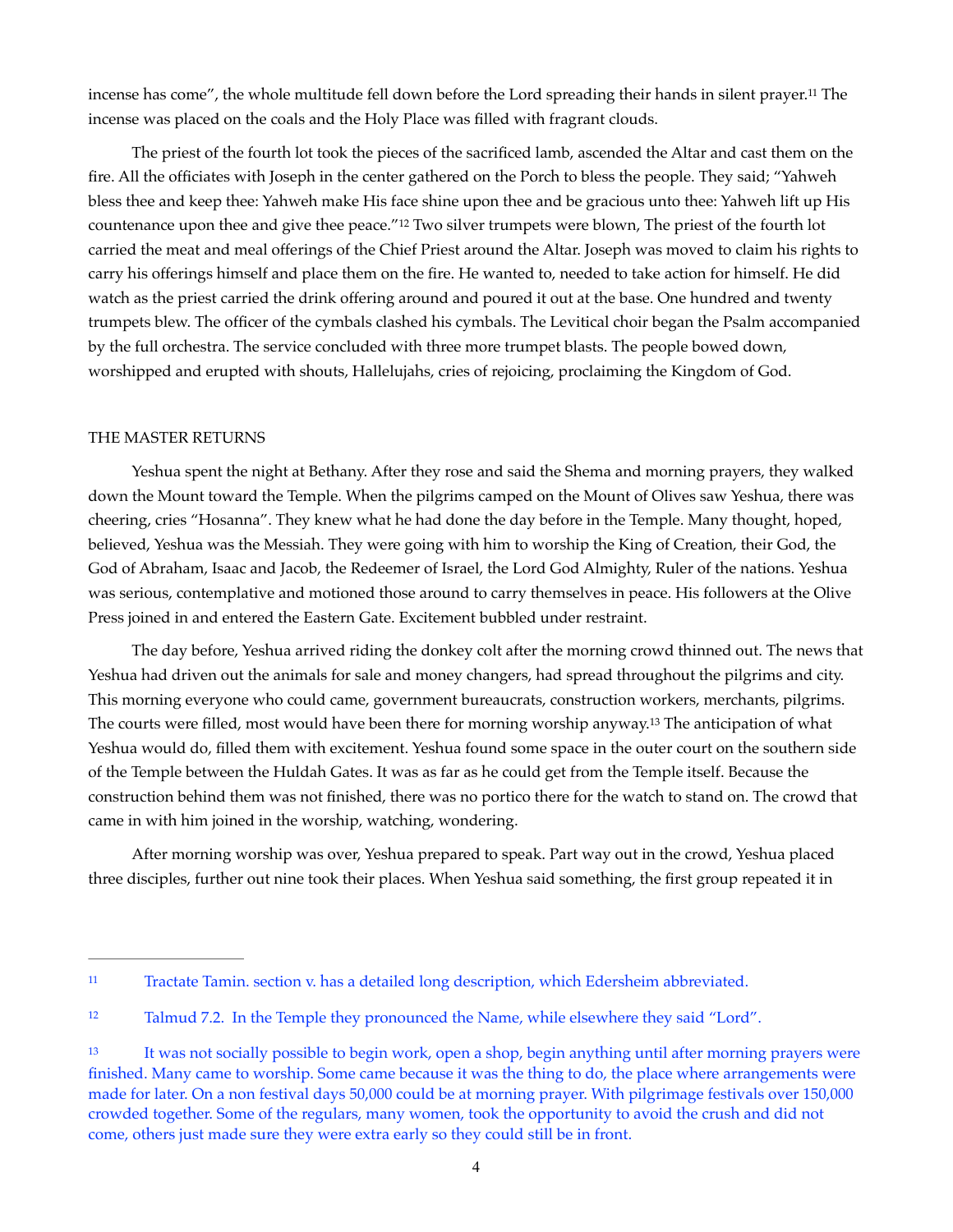incense has come", the whole multitude fell down before the Lord spreading their hands in silent prayer.[11] The incense was placed on the coals and the Holy Place was filled with fragrant clouds.

The priest of the fourth lot took the pieces of the sacrificed lamb, ascended the Altar and cast them on the fire. All the officiates with Joseph in the center gathered on the Porch to bless the people. They said; "Yahweh bless thee and keep thee: Yahweh make His face shine upon thee and be gracious unto thee: Yahweh lift up His countenance upon thee and give thee peace."[12] Two silver trumpets were blown, The priest of the fourth lot carried the meat and meal offerings of the Chief Priest around the Altar. Joseph was moved to claim his rights to carry his offerings himself and place them on the fire. He wanted to, needed to take action for himself. He did watch as the priest carried the drink offering around and poured it out at the base. One hundred and twenty trumpets blew. The officer of the cymbals clashed his cymbals. The Levitical choir began the Psalm accompanied by the full orchestra. The service concluded with three more trumpet blasts. The people bowed down, worshipped and erupted with shouts, Hallelujahs, cries of rejoicing, proclaiming the Kingdom of God.

## THE MASTER RETURNS

Yeshua spent the night at Bethany. After they rose and said the Shema and morning prayers, they walked down the Mount toward the Temple. When the pilgrims camped on the Mount of Olives saw Yeshua, there was cheering, cries "Hosanna". They knew what he had done the day before in the Temple. Many thought, hoped, believed, Yeshua was the Messiah. They were going with him to worship the King of Creation, their God, the God of Abraham, Isaac and Jacob, the Redeemer of Israel, the Lord God Almighty, Ruler of the nations. Yeshua was serious, contemplative and motioned those around to carry themselves in peace. His followers at the Olive Press joined in and entered the Eastern Gate. Excitement bubbled under restraint.

The day before, Yeshua arrived riding the donkey colt after the morning crowd thinned out. The news that Yeshua had driven out the animals for sale and money changers, had spread throughout the pilgrims and city. This morning everyone who could came, government bureaucrats, construction workers, merchants, pilgrims. The courts were filled, most would have been there for morning worship anyway.[13] The anticipation of what Yeshua would do, filled them with excitement. Yeshua found some space in the outer court on the southern side of the Temple between the Huldah Gates. It was as far as he could get from the Temple itself. Because the construction behind them was not finished, there was no portico there for the watch to stand on. The crowd that came in with him joined in the worship, watching, wondering.

After morning worship was over, Yeshua prepared to speak. Part way out in the crowd, Yeshua placed three disciples, further out nine took their places. When Yeshua said something, the first group repeated it in

---

[11] Tractate Tamin. section v. has a detailed long description, which Edersheim abbreviated.

[12] Talmud 7.2. In the Temple they pronounced the Name, while elsewhere they said "Lord".

[13] It was not socially possible to begin work, open a shop, begin anything until after morning prayers were finished. Many came to worship. Some came because it was the thing to do, the place where arrangements were made for later. On a non festival days 50,000 could be at morning prayer. With pilgrimage festivals over 150,000 crowded together. Some of the regulars, many women, took the opportunity to avoid the crush and did not come, others just made sure they were extra early so they could still be in front.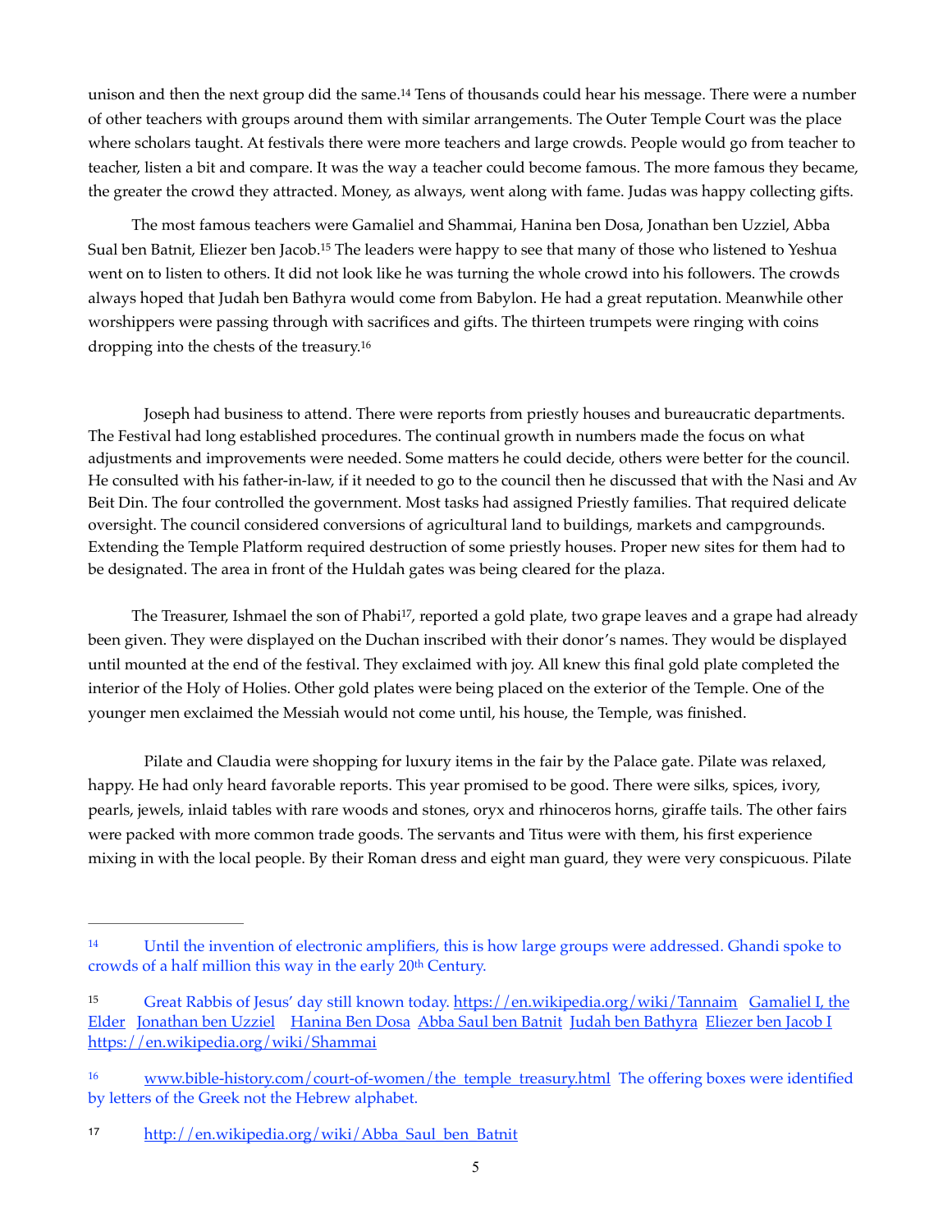unison and then the next group did the same.[14] Tens of thousands could hear his message. There were a number of other teachers with groups around them with similar arrangements. The Outer Temple Court was the place where scholars taught. At festivals there were more teachers and large crowds. People would go from teacher to teacher, listen a bit and compare. It was the way a teacher could become famous. The more famous they became, the greater the crowd they attracted. Money, as always, went along with fame. Judas was happy collecting gifts.

The most famous teachers were Gamaliel and Shammai, Hanina ben Dosa, Jonathan ben Uzziel, Abba Sual ben Batnit, Eliezer ben Jacob.[15] The leaders were happy to see that many of those who listened to Yeshua went on to listen to others. It did not look like he was turning the whole crowd into his followers. The crowds always hoped that Judah ben Bathyra would come from Babylon. He had a great reputation. Meanwhile other worshippers were passing through with sacrifices and gifts. The thirteen trumpets were ringing with coins dropping into the chests of the treasury.[16]

Joseph had business to attend. There were reports from priestly houses and bureaucratic departments. The Festival had long established procedures. The continual growth in numbers made the focus on what adjustments and improvements were needed. Some matters he could decide, others were better for the council. He consulted with his father-in-law, if it needed to go to the council then he discussed that with the Nasi and Av Beit Din. The four controlled the government. Most tasks had assigned Priestly families. That required delicate oversight. The council considered conversions of agricultural land to buildings, markets and campgrounds. Extending the Temple Platform required destruction of some priestly houses. Proper new sites for them had to be designated. The area in front of the Huldah gates was being cleared for the plaza.

The Treasurer, Ishmael the son of Phabi[17], reported a gold plate, two grape leaves and a grape had already been given. They were displayed on the Duchan inscribed with their donor's names. They would be displayed until mounted at the end of the festival. They exclaimed with joy. All knew this final gold plate completed the interior of the Holy of Holies. Other gold plates were being placed on the exterior of the Temple. One of the younger men exclaimed the Messiah would not come until, his house, the Temple, was finished.

Pilate and Claudia were shopping for luxury items in the fair by the Palace gate. Pilate was relaxed, happy. He had only heard favorable reports. This year promised to be good. There were silks, spices, ivory, pearls, jewels, inlaid tables with rare woods and stones, oryx and rhinoceros horns, giraffe tails. The other fairs were packed with more common trade goods. The servants and Titus were with them, his first experience mixing in with the local people. By their Roman dress and eight man guard, they were very conspicuous. Pilate

---

[14] Until the invention of electronic amplifiers, this is how large groups were addressed. Ghandi spoke to crowds of a half million this way in the early 20th Century.

[15] Great Rabbis of Jesus' day still known today. https://en.wikipedia.org/wiki/Tannaim Gamaliel I, the Elder Jonathan ben Uzziel Hanina Ben Dosa Abba Saul ben Batnit Judah ben Bathyra Eliezer ben Jacob I https://en.wikipedia.org/wiki/Shammai

[16] www.bible-history.com/court-of-women/the_temple_treasury.html The offering boxes were identified by letters of the Greek not the Hebrew alphabet.

[17] http://en.wikipedia.org/wiki/Abba_Saul_ben_Batnit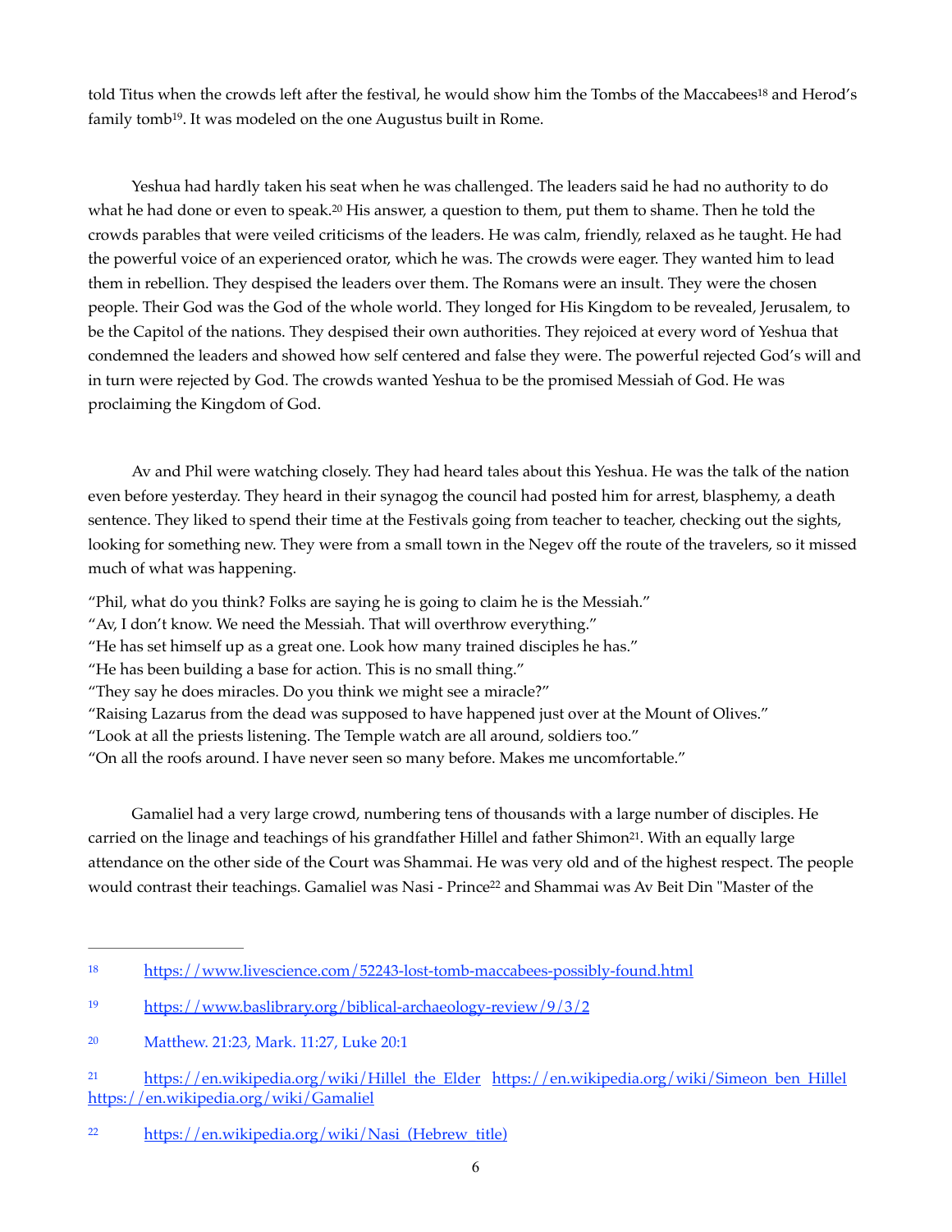told Titus when the crowds left after the festival, he would show him the Tombs of the Maccabees[18] and Herod's family tomb[19]. It was modeled on the one Augustus built in Rome.

Yeshua had hardly taken his seat when he was challenged. The leaders said he had no authority to do what he had done or even to speak.[20] His answer, a question to them, put them to shame. Then he told the crowds parables that were veiled criticisms of the leaders. He was calm, friendly, relaxed as he taught. He had the powerful voice of an experienced orator, which he was. The crowds were eager. They wanted him to lead them in rebellion. They despised the leaders over them. The Romans were an insult. They were the chosen people. Their God was the God of the whole world. They longed for His Kingdom to be revealed, Jerusalem, to be the Capitol of the nations. They despised their own authorities. They rejoiced at every word of Yeshua that condemned the leaders and showed how self centered and false they were. The powerful rejected God's will and in turn were rejected by God. The crowds wanted Yeshua to be the promised Messiah of God. He was proclaiming the Kingdom of God.

Av and Phil were watching closely. They had heard tales about this Yeshua. He was the talk of the nation even before yesterday. They heard in their synagog the council had posted him for arrest, blasphemy, a death sentence. They liked to spend their time at the Festivals going from teacher to teacher, checking out the sights, looking for something new. They were from a small town in the Negev off the route of the travelers, so it missed much of what was happening.

"Phil, what do you think? Folks are saying he is going to claim he is the Messiah."
"Av, I don't know. We need the Messiah. That will overthrow everything."
"He has set himself up as a great one. Look how many trained disciples he has."
"He has been building a base for action. This is no small thing."
"They say he does miracles. Do you think we might see a miracle?"
"Raising Lazarus from the dead was supposed to have happened just over at the Mount of Olives."
"Look at all the priests listening. The Temple watch are all around, soldiers too."
"On all the roofs around. I have never seen so many before. Makes me uncomfortable."

Gamaliel had a very large crowd, numbering tens of thousands with a large number of disciples. He carried on the linage and teachings of his grandfather Hillel and father Shimon[21]. With an equally large attendance on the other side of the Court was Shammai. He was very old and of the highest respect. The people would contrast their teachings. Gamaliel was Nasi - Prince[22] and Shammai was Av Beit Din "Master of the

---

[18] https://www.livescience.com/52243-lost-tomb-maccabees-possibly-found.html

[19] https://www.baslibrary.org/biblical-archaeology-review/9/3/2

[20] Matthew. 21:23, Mark. 11:27, Luke 20:1

[21] https://en.wikipedia.org/wiki/Hillel_the_Elder https://en.wikipedia.org/wiki/Simeon_ben_Hillel https://en.wikipedia.org/wiki/Gamaliel

[22] https://en.wikipedia.org/wiki/Nasi_(Hebrew_title)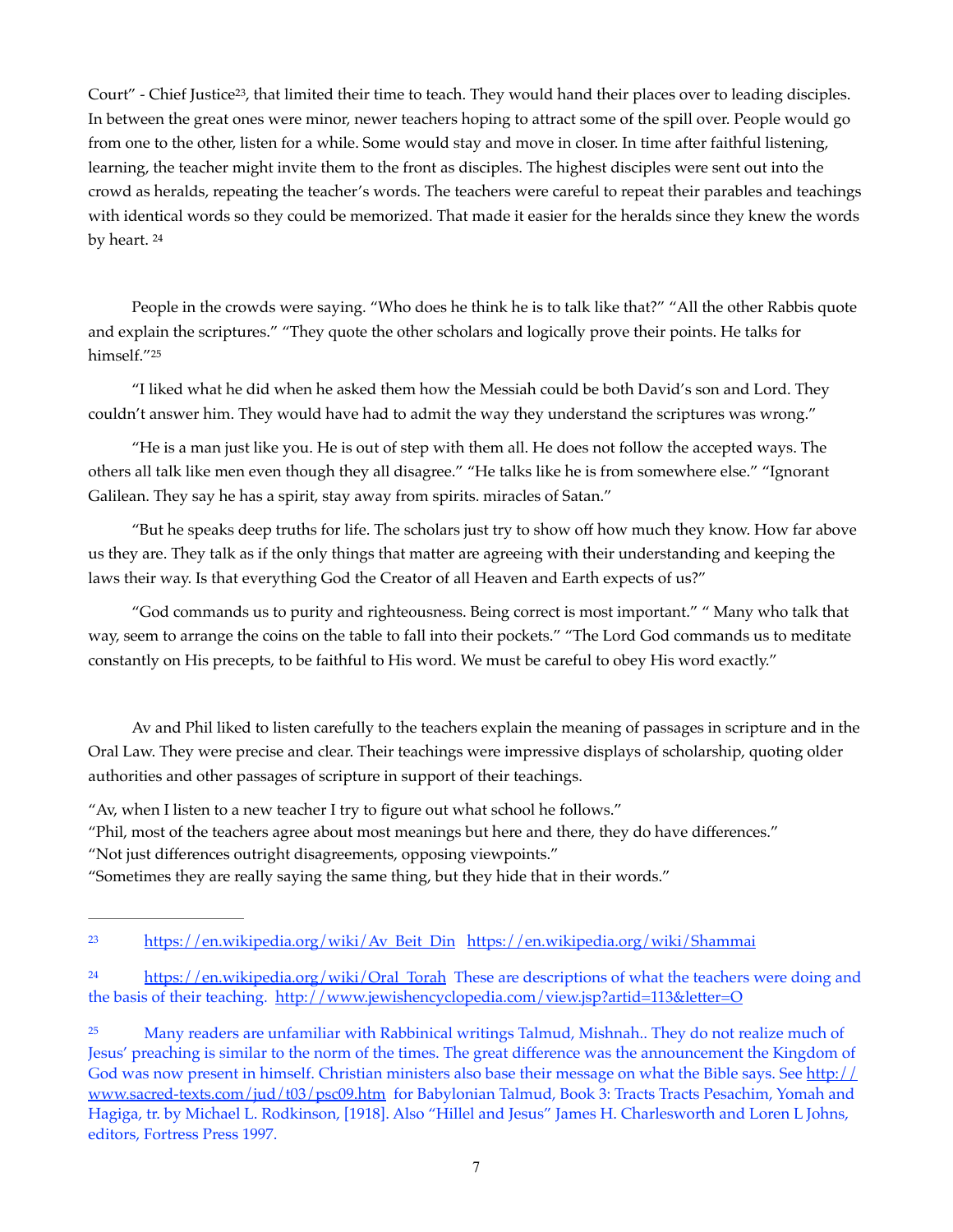Court" - Chief Justice[23], that limited their time to teach. They would hand their places over to leading disciples. In between the great ones were minor, newer teachers hoping to attract some of the spill over. People would go from one to the other, listen for a while. Some would stay and move in closer. In time after faithful listening, learning, the teacher might invite them to the front as disciples. The highest disciples were sent out into the crowd as heralds, repeating the teacher's words. The teachers were careful to repeat their parables and teachings with identical words so they could be memorized. That made it easier for the heralds since they knew the words by heart. [24]

People in the crowds were saying. "Who does he think he is to talk like that?" "All the other Rabbis quote and explain the scriptures." "They quote the other scholars and logically prove their points. He talks for himself."[25]

"I liked what he did when he asked them how the Messiah could be both David's son and Lord. They couldn't answer him. They would have had to admit the way they understand the scriptures was wrong."

"He is a man just like you. He is out of step with them all. He does not follow the accepted ways. The others all talk like men even though they all disagree." "He talks like he is from somewhere else." "Ignorant Galilean. They say he has a spirit, stay away from spirits. miracles of Satan."

"But he speaks deep truths for life. The scholars just try to show off how much they know. How far above us they are. They talk as if the only things that matter are agreeing with their understanding and keeping the laws their way. Is that everything God the Creator of all Heaven and Earth expects of us?"

"God commands us to purity and righteousness. Being correct is most important." " Many who talk that way, seem to arrange the coins on the table to fall into their pockets." "The Lord God commands us to meditate constantly on His precepts, to be faithful to His word. We must be careful to obey His word exactly."

Av and Phil liked to listen carefully to the teachers explain the meaning of passages in scripture and in the Oral Law. They were precise and clear. Their teachings were impressive displays of scholarship, quoting older authorities and other passages of scripture in support of their teachings.

"Av, when I listen to a new teacher I try to figure out what school he follows."
"Phil, most of the teachers agree about most meanings but here and there, they do have differences."
"Not just differences outright disagreements, opposing viewpoints."
"Sometimes they are really saying the same thing, but they hide that in their words."

---

[23] https://en.wikipedia.org/wiki/Av_Beit_Din https://en.wikipedia.org/wiki/Shammai

[24] https://en.wikipedia.org/wiki/Oral_Torah These are descriptions of what the teachers were doing and the basis of their teaching. http://www.jewishencyclopedia.com/view.jsp?artid=113&letter=O

[25] Many readers are unfamiliar with Rabbinical writings Talmud, Mishnah.. They do not realize much of Jesus' preaching is similar to the norm of the times. The great difference was the announcement the Kingdom of God was now present in himself. Christian ministers also base their message on what the Bible says. See http://www.sacred-texts.com/jud/t03/psc09.htm for Babylonian Talmud, Book 3: Tracts Tracts Pesachim, Yomah and Hagiga, tr. by Michael L. Rodkinson, [1918]. Also "Hillel and Jesus" James H. Charlesworth and Loren L Johns, editors, Fortress Press 1997.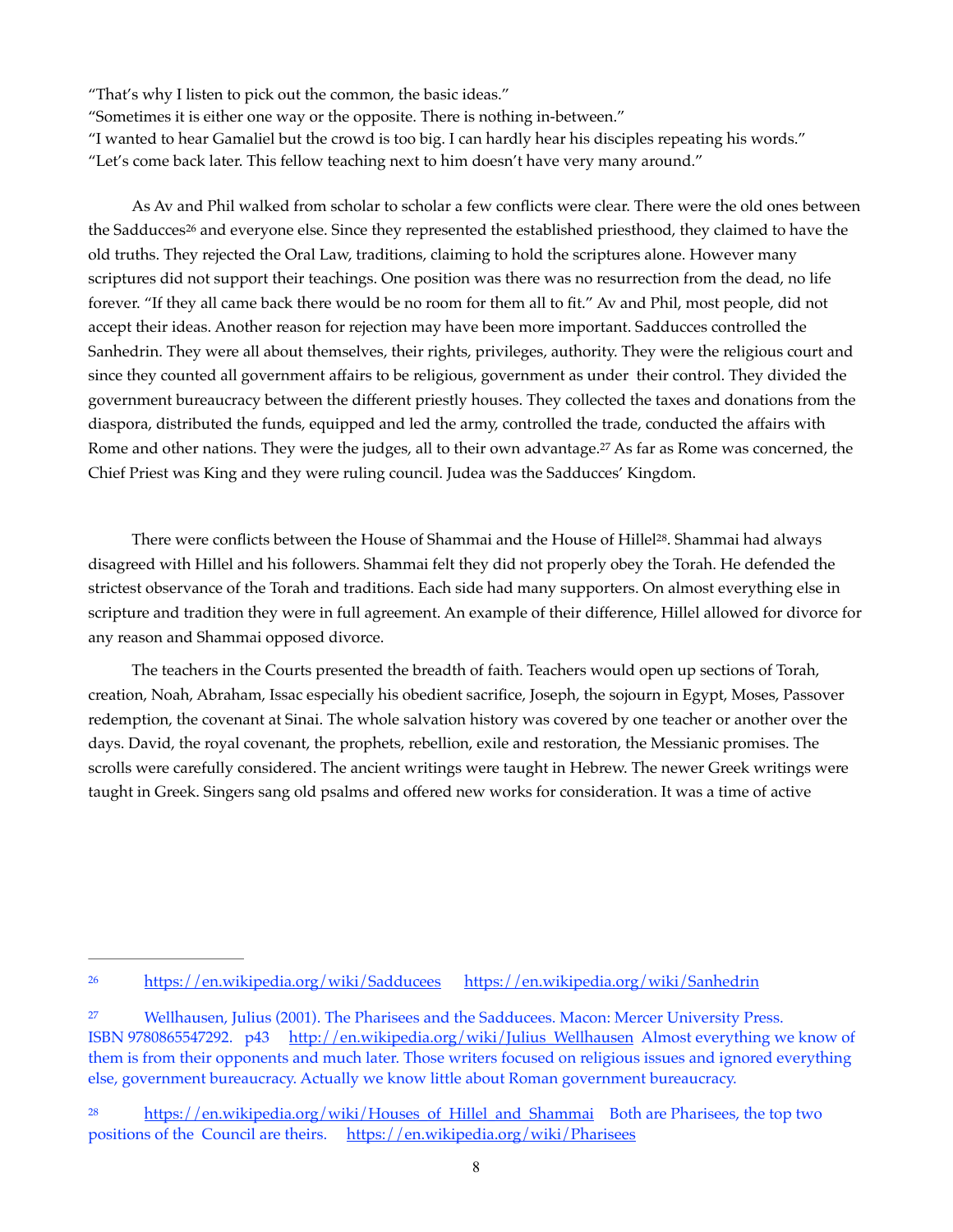"That's why I listen to pick out the common, the basic ideas."
"Sometimes it is either one way or the opposite. There is nothing in-between."
"I wanted to hear Gamaliel but the crowd is too big. I can hardly hear his disciples repeating his words."
"Let's come back later. This fellow teaching next to him doesn't have very many around."

As Av and Phil walked from scholar to scholar a few conflicts were clear. There were the old ones between the Sadducces[26] and everyone else. Since they represented the established priesthood, they claimed to have the old truths. They rejected the Oral Law, traditions, claiming to hold the scriptures alone. However many scriptures did not support their teachings. One position was there was no resurrection from the dead, no life forever. "If they all came back there would be no room for them all to fit." Av and Phil, most people, did not accept their ideas. Another reason for rejection may have been more important. Sadducces controlled the Sanhedrin. They were all about themselves, their rights, privileges, authority. They were the religious court and since they counted all government affairs to be religious, government as under their control. They divided the government bureaucracy between the different priestly houses. They collected the taxes and donations from the diaspora, distributed the funds, equipped and led the army, controlled the trade, conducted the affairs with Rome and other nations. They were the judges, all to their own advantage.[27] As far as Rome was concerned, the Chief Priest was King and they were ruling council. Judea was the Sadducces' Kingdom.

There were conflicts between the House of Shammai and the House of Hillel[28]. Shammai had always disagreed with Hillel and his followers. Shammai felt they did not properly obey the Torah. He defended the strictest observance of the Torah and traditions. Each side had many supporters. On almost everything else in scripture and tradition they were in full agreement. An example of their difference, Hillel allowed for divorce for any reason and Shammai opposed divorce.

The teachers in the Courts presented the breadth of faith. Teachers would open up sections of Torah, creation, Noah, Abraham, Issac especially his obedient sacrifice, Joseph, the sojourn in Egypt, Moses, Passover redemption, the covenant at Sinai. The whole salvation history was covered by one teacher or another over the days. David, the royal covenant, the prophets, rebellion, exile and restoration, the Messianic promises. The scrolls were carefully considered. The ancient writings were taught in Hebrew. The newer Greek writings were taught in Greek. Singers sang old psalms and offered new works for consideration. It was a time of active

---

[26] https://en.wikipedia.org/wiki/Sadducees https://en.wikipedia.org/wiki/Sanhedrin

[27] Wellhausen, Julius (2001). The Pharisees and the Sadducees. Macon: Mercer University Press. ISBN 9780865547292. p43 http://en.wikipedia.org/wiki/Julius_Wellhausen Almost everything we know of them is from their opponents and much later. Those writers focused on religious issues and ignored everything else, government bureaucracy. Actually we know little about Roman government bureaucracy.

[28] https://en.wikipedia.org/wiki/Houses_of_Hillel_and_Shammai Both are Pharisees, the top two positions of the Council are theirs. https://en.wikipedia.org/wiki/Pharisees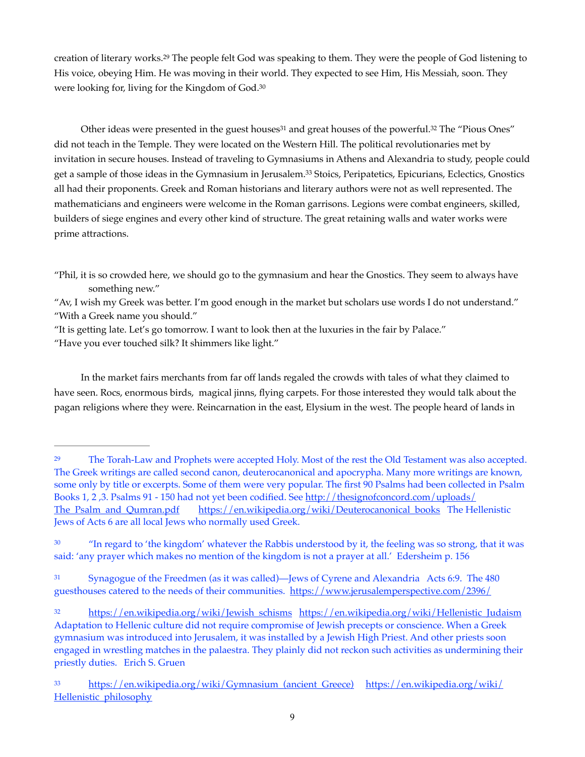creation of literary works.[29] The people felt God was speaking to them. They were the people of God listening to His voice, obeying Him. He was moving in their world. They expected to see Him, His Messiah, soon. They were looking for, living for the Kingdom of God.[30]

Other ideas were presented in the guest houses[31] and great houses of the powerful.[32] The "Pious Ones" did not teach in the Temple. They were located on the Western Hill. The political revolutionaries met by invitation in secure houses. Instead of traveling to Gymnasiums in Athens and Alexandria to study, people could get a sample of those ideas in the Gymnasium in Jerusalem.[33] Stoics, Peripatetics, Epicurians, Eclectics, Gnostics all had their proponents. Greek and Roman historians and literary authors were not as well represented. The mathematicians and engineers were welcome in the Roman garrisons. Legions were combat engineers, skilled, builders of siege engines and every other kind of structure. The great retaining walls and water works were prime attractions.

"Phil, it is so crowded here, we should go to the gymnasium and hear the Gnostics. They seem to always have something new."
"Av, I wish my Greek was better. I'm good enough in the market but scholars use words I do not understand."
"With a Greek name you should."
"It is getting late. Let's go tomorrow. I want to look then at the luxuries in the fair by Palace."
"Have you ever touched silk? It shimmers like light."

In the market fairs merchants from far off lands regaled the crowds with tales of what they claimed to have seen. Rocs, enormous birds, magical jinns, flying carpets. For those interested they would talk about the pagan religions where they were. Reincarnation in the east, Elysium in the west. The people heard of lands in

---

[29] The Torah-Law and Prophets were accepted Holy. Most of the rest the Old Testament was also accepted. The Greek writings are called second canon, deuterocanonical and apocrypha. Many more writings are known, some only by title or excerpts. Some of them were very popular. The first 90 Psalms had been collected in Psalm Books 1, 2 ,3. Psalms 91 - 150 had not yet been codified. See http://thesignofconcord.com/uploads/The_Psalm_and_Qumran.pdf https://en.wikipedia.org/wiki/Deuterocanonical_books The Hellenistic Jews of Acts 6 are all local Jews who normally used Greek.

[30] "In regard to 'the kingdom' whatever the Rabbis understood by it, the feeling was so strong, that it was said: 'any prayer which makes no mention of the kingdom is not a prayer at all.' Edersheim p. 156

[31] Synagogue of the Freedmen (as it was called)—Jews of Cyrene and Alexandria Acts 6:9. The 480 guesthouses catered to the needs of their communities. https://www.jerusalemperspective.com/2396/

[32] https://en.wikipedia.org/wiki/Jewish_schisms https://en.wikipedia.org/wiki/Hellenistic_Judaism Adaptation to Hellenic culture did not require compromise of Jewish precepts or conscience. When a Greek gymnasium was introduced into Jerusalem, it was installed by a Jewish High Priest. And other priests soon engaged in wrestling matches in the palaestra. They plainly did not reckon such activities as undermining their priestly duties. Erich S. Gruen

[33] https://en.wikipedia.org/wiki/Gymnasium_(ancient_Greece) https://en.wikipedia.org/wiki/Hellenistic_philosophy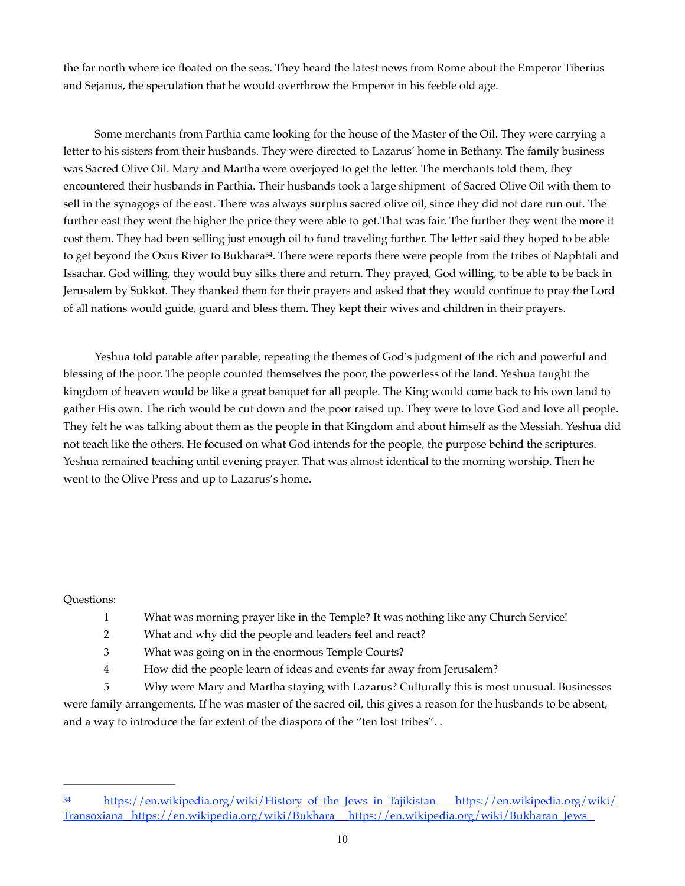the far north where ice floated on the seas. They heard the latest news from Rome about the Emperor Tiberius and Sejanus, the speculation that he would overthrow the Emperor in his feeble old age.

Some merchants from Parthia came looking for the house of the Master of the Oil. They were carrying a letter to his sisters from their husbands. They were directed to Lazarus' home in Bethany. The family business was Sacred Olive Oil. Mary and Martha were overjoyed to get the letter. The merchants told them, they encountered their husbands in Parthia. Their husbands took a large shipment of Sacred Olive Oil with them to sell in the synagogs of the east. There was always surplus sacred olive oil, since they did not dare run out. The further east they went the higher the price they were able to get.That was fair. The further they went the more it cost them. They had been selling just enough oil to fund traveling further. The letter said they hoped to be able to get beyond the Oxus River to Bukhara[34]. There were reports there were people from the tribes of Naphtali and Issachar. God willing, they would buy silks there and return. They prayed, God willing, to be able to be back in Jerusalem by Sukkot. They thanked them for their prayers and asked that they would continue to pray the Lord of all nations would guide, guard and bless them. They kept their wives and children in their prayers.

Yeshua told parable after parable, repeating the themes of God's judgment of the rich and powerful and blessing of the poor. The people counted themselves the poor, the powerless of the land. Yeshua taught the kingdom of heaven would be like a great banquet for all people. The King would come back to his own land to gather His own. The rich would be cut down and the poor raised up. They were to love God and love all people. They felt he was talking about them as the people in that Kingdom and about himself as the Messiah. Yeshua did not teach like the others. He focused on what God intends for the people, the purpose behind the scriptures. Yeshua remained teaching until evening prayer. That was almost identical to the morning worship. Then he went to the Olive Press and up to Lazarus's home.

Questions:

1. What was morning prayer like in the Temple? It was nothing like any Church Service!
2. What and why did the people and leaders feel and react?
3. What was going on in the enormous Temple Courts?
4. How did the people learn of ideas and events far away from Jerusalem?
5. Why were Mary and Martha staying with Lazarus? Culturally this is most unusual. Businesses were family arrangements. If he was master of the sacred oil, this gives a reason for the husbands to be absent, and a way to introduce the far extent of the diaspora of the "ten lost tribes". .

---

[34] https://en.wikipedia.org/wiki/History_of_the_Jews_in_Tajikistan https://en.wikipedia.org/wiki/Transoxiana https://en.wikipedia.org/wiki/Bukhara https://en.wikipedia.org/wiki/Bukharan_Jews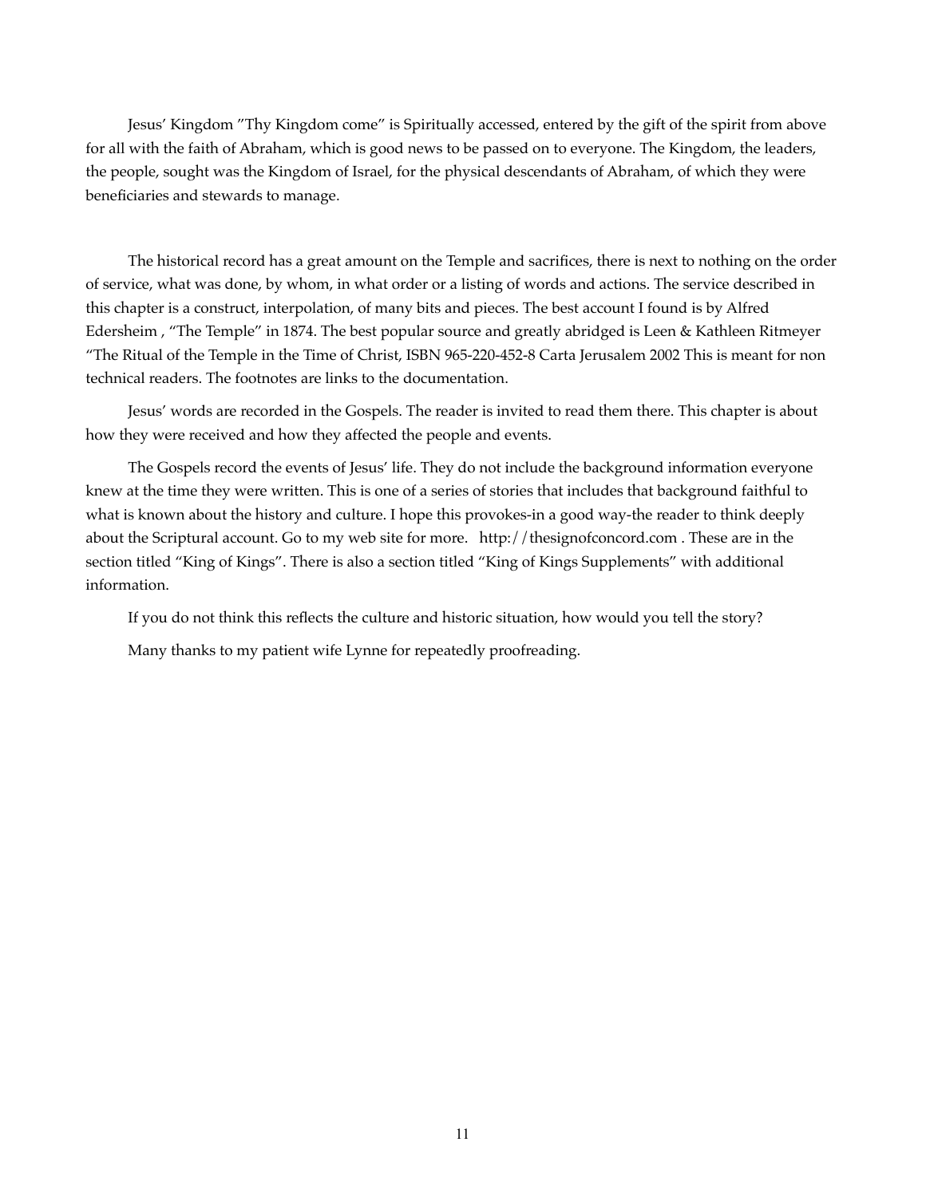Jesus' Kingdom "Thy Kingdom come" is Spiritually accessed, entered by the gift of the spirit from above for all with the faith of Abraham, which is good news to be passed on to everyone. The Kingdom, the leaders, the people, sought was the Kingdom of Israel, for the physical descendants of Abraham, of which they were beneficiaries and stewards to manage.

The historical record has a great amount on the Temple and sacrifices, there is next to nothing on the order of service, what was done, by whom, in what order or a listing of words and actions. The service described in this chapter is a construct, interpolation, of many bits and pieces. The best account I found is by Alfred Edersheim , "The Temple" in 1874. The best popular source and greatly abridged is Leen & Kathleen Ritmeyer "The Ritual of the Temple in the Time of Christ, ISBN 965-220-452-8 Carta Jerusalem 2002 This is meant for non technical readers. The footnotes are links to the documentation.

Jesus' words are recorded in the Gospels. The reader is invited to read them there. This chapter is about how they were received and how they affected the people and events.

The Gospels record the events of Jesus' life. They do not include the background information everyone knew at the time they were written. This is one of a series of stories that includes that background faithful to what is known about the history and culture. I hope this provokes-in a good way-the reader to think deeply about the Scriptural account. Go to my web site for more. http://thesignofconcord.com . These are in the section titled "King of Kings". There is also a section titled "King of Kings Supplements" with additional information.

If you do not think this reflects the culture and historic situation, how would you tell the story?

Many thanks to my patient wife Lynne for repeatedly proofreading.